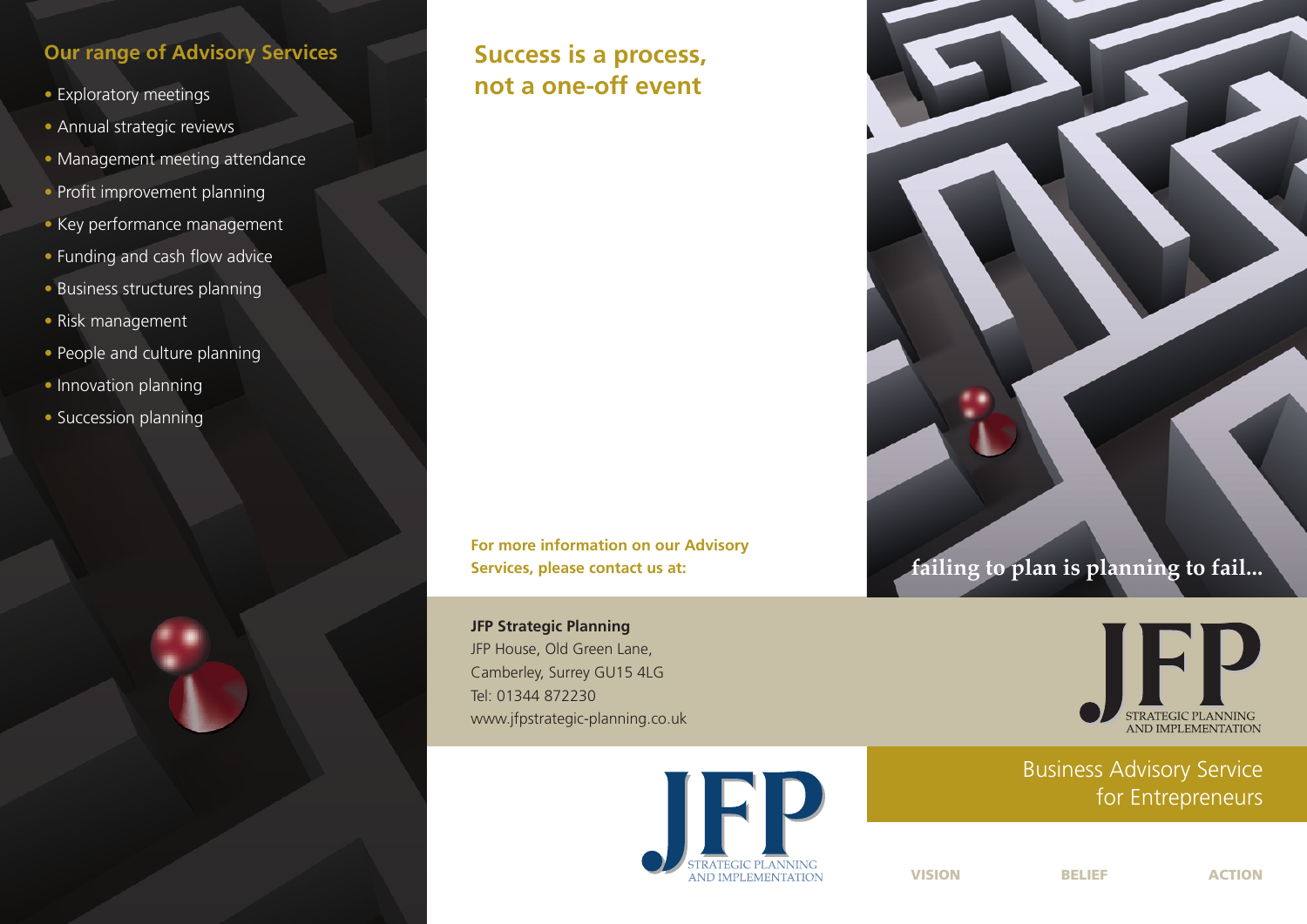## Our range of Advisory Services

- Exploratory meetings
- Annual strategic reviews
- Management meeting attendance
- Profit improvement planning
- Key performance management
- Funding and cash flow advice
- Business structures planning
- Risk management
- People and culture planning
- Innovation planning
- Succession planning

## Success is a process, not a one-off event

**For more information on our Advisory Services, please contact us at:**

**JFP Strategic Planning**
JFP House, Old Green Lane,
Camberley, Surrey GU15 4LG
Tel: 01344 872230
www.jfpstrategic-planning.co.uk

JFP
STRATEGIC PLANNING
AND IMPLEMENTATION

**failing to plan is planning to fail...**

JFP
STRATEGIC PLANNING
AND IMPLEMENTATION

# Business Advisory Service for Entrepreneurs

**VISION** **BELIEF** **ACTION**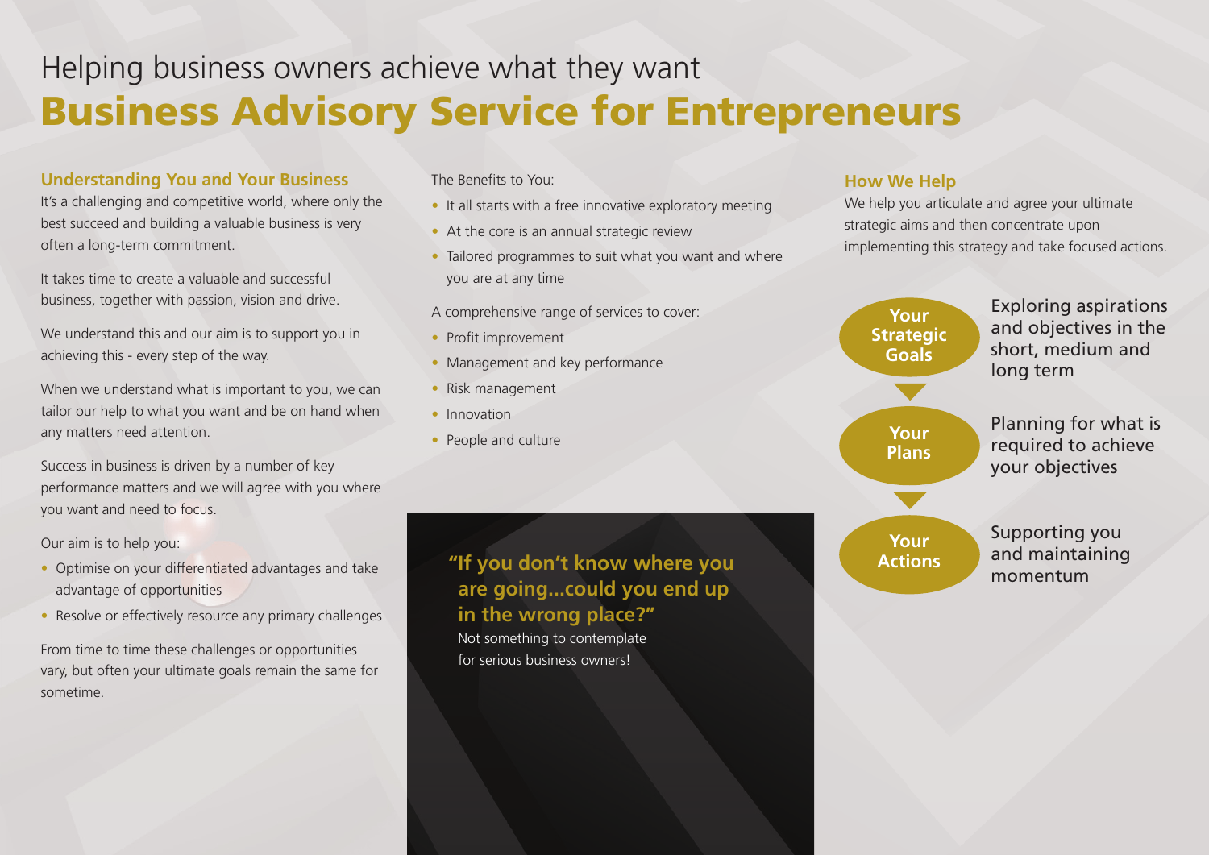Helping business owners achieve what they want

# Business Advisory Service for Entrepreneurs

## Understanding You and Your Business

It's a challenging and competitive world, where only the best succeed and building a valuable business is very often a long-term commitment.

It takes time to create a valuable and successful business, together with passion, vision and drive.

We understand this and our aim is to support you in achieving this - every step of the way.

When we understand what is important to you, we can tailor our help to what you want and be on hand when any matters need attention.

Success in business is driven by a number of key performance matters and we will agree with you where you want and need to focus.

Our aim is to help you:

- Optimise on your differentiated advantages and take advantage of opportunities
- Resolve or effectively resource any primary challenges

From time to time these challenges or opportunities vary, but often your ultimate goals remain the same for sometime.

The Benefits to You:

- It all starts with a free innovative exploratory meeting
- At the core is an annual strategic review
- Tailored programmes to suit what you want and where you are at any time

A comprehensive range of services to cover:

- Profit improvement
- Management and key performance
- Risk management
- Innovation
- People and culture

**"If you don't know where you are going...could you end up in the wrong place?"**

Not something to contemplate for serious business owners!

## How We Help

We help you articulate and agree your ultimate strategic aims and then concentrate upon implementing this strategy and take focused actions.

**Your Strategic Goals**

Exploring aspirations and objectives in the short, medium and long term

**Your Plans**

Planning for what is required to achieve your objectives

**Your Actions**

Supporting you and maintaining momentum